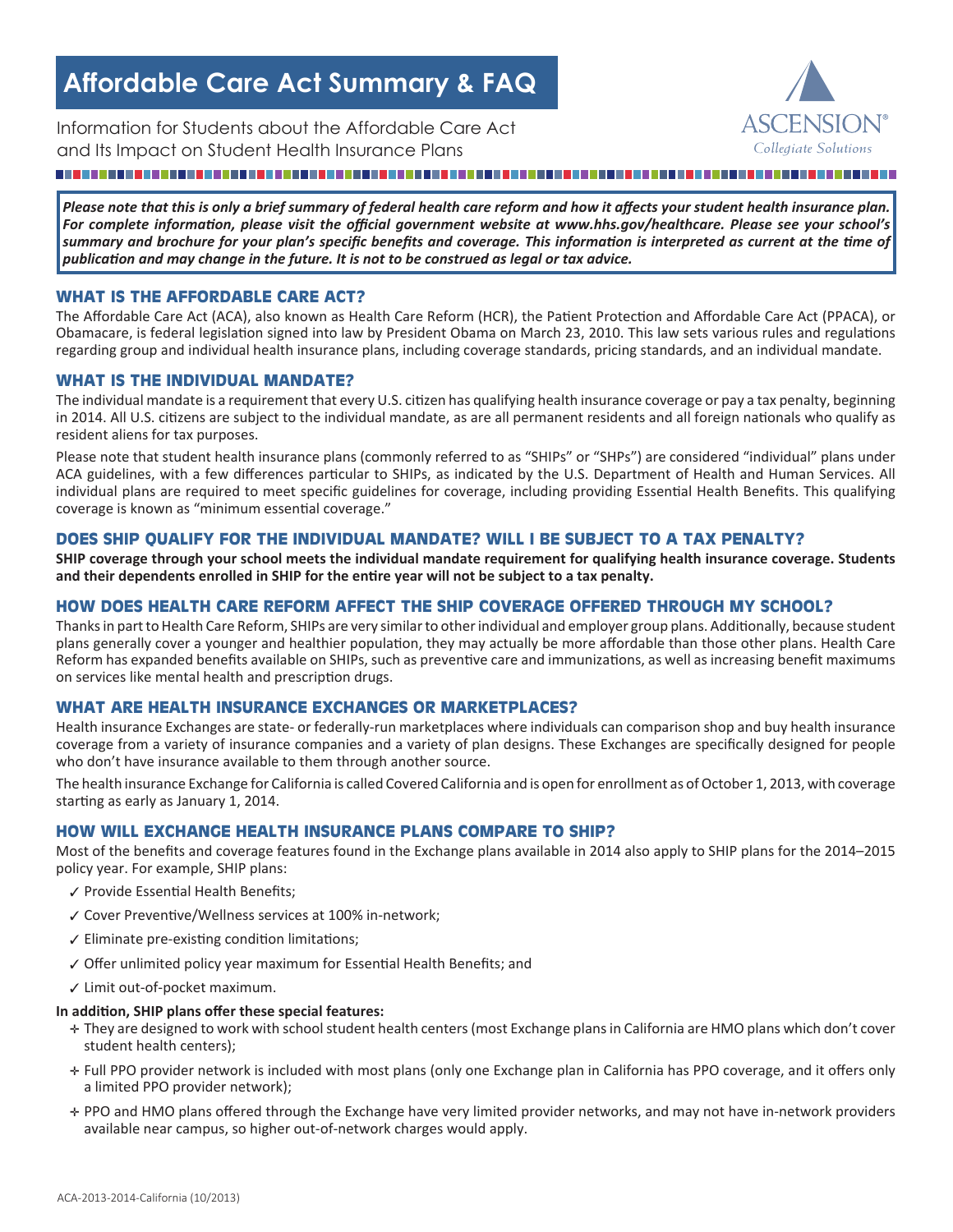# Affordable Care Act Summary & FAQ

Information for Students about the Affordable Care Act and Its Impact on Student Health Insurance Plans

ASCENSION® Collegiate Solutions

***Please note that this is only a brief summary of federal health care reform and how it affects your student health insurance plan. For complete information, please visit the official government website at www.hhs.gov/healthcare. Please see your school's summary and brochure for your plan's specific benefits and coverage. This information is interpreted as current at the time of publication and may change in the future. It is not to be construed as legal or tax advice.***

## WHAT IS THE AFFORDABLE CARE ACT?

The Affordable Care Act (ACA), also known as Health Care Reform (HCR), the Patient Protection and Affordable Care Act (PPACA), or Obamacare, is federal legislation signed into law by President Obama on March 23, 2010. This law sets various rules and regulations regarding group and individual health insurance plans, including coverage standards, pricing standards, and an individual mandate.

## WHAT IS THE INDIVIDUAL MANDATE?

The individual mandate is a requirement that every U.S. citizen has qualifying health insurance coverage or pay a tax penalty, beginning in 2014. All U.S. citizens are subject to the individual mandate, as are all permanent residents and all foreign nationals who qualify as resident aliens for tax purposes.

Please note that student health insurance plans (commonly referred to as "SHIPs" or "SHPs") are considered "individual" plans under ACA guidelines, with a few differences particular to SHIPs, as indicated by the U.S. Department of Health and Human Services. All individual plans are required to meet specific guidelines for coverage, including providing Essential Health Benefits. This qualifying coverage is known as "minimum essential coverage."

## DOES SHIP QUALIFY FOR THE INDIVIDUAL MANDATE? WILL I BE SUBJECT TO A TAX PENALTY?

**SHIP coverage through your school meets the individual mandate requirement for qualifying health insurance coverage. Students and their dependents enrolled in SHIP for the entire year will not be subject to a tax penalty.**

## HOW DOES HEALTH CARE REFORM AFFECT THE SHIP COVERAGE OFFERED THROUGH MY SCHOOL?

Thanks in part to Health Care Reform, SHIPs are very similar to other individual and employer group plans. Additionally, because student plans generally cover a younger and healthier population, they may actually be more affordable than those other plans. Health Care Reform has expanded benefits available on SHIPs, such as preventive care and immunizations, as well as increasing benefit maximums on services like mental health and prescription drugs.

## WHAT ARE HEALTH INSURANCE EXCHANGES OR MARKETPLACES?

Health insurance Exchanges are state- or federally-run marketplaces where individuals can comparison shop and buy health insurance coverage from a variety of insurance companies and a variety of plan designs. These Exchanges are specifically designed for people who don't have insurance available to them through another source.

The health insurance Exchange for California is called Covered California and is open for enrollment as of October 1, 2013, with coverage starting as early as January 1, 2014.

## HOW WILL EXCHANGE HEALTH INSURANCE PLANS COMPARE TO SHIP?

Most of the benefits and coverage features found in the Exchange plans available in 2014 also apply to SHIP plans for the 2014–2015 policy year. For example, SHIP plans:

- ✓ Provide Essential Health Benefits;
- ✓ Cover Preventive/Wellness services at 100% in-network;
- ✓ Eliminate pre-existing condition limitations;
- ✓ Offer unlimited policy year maximum for Essential Health Benefits; and
- ✓ Limit out-of-pocket maximum.

**In addition, SHIP plans offer these special features:**

- They are designed to work with school student health centers (most Exchange plans in California are HMO plans which don't cover student health centers);
- Full PPO provider network is included with most plans (only one Exchange plan in California has PPO coverage, and it offers only a limited PPO provider network);
- PPO and HMO plans offered through the Exchange have very limited provider networks, and may not have in-network providers available near campus, so higher out-of-network charges would apply.

ACA-2013-2014-California (10/2013)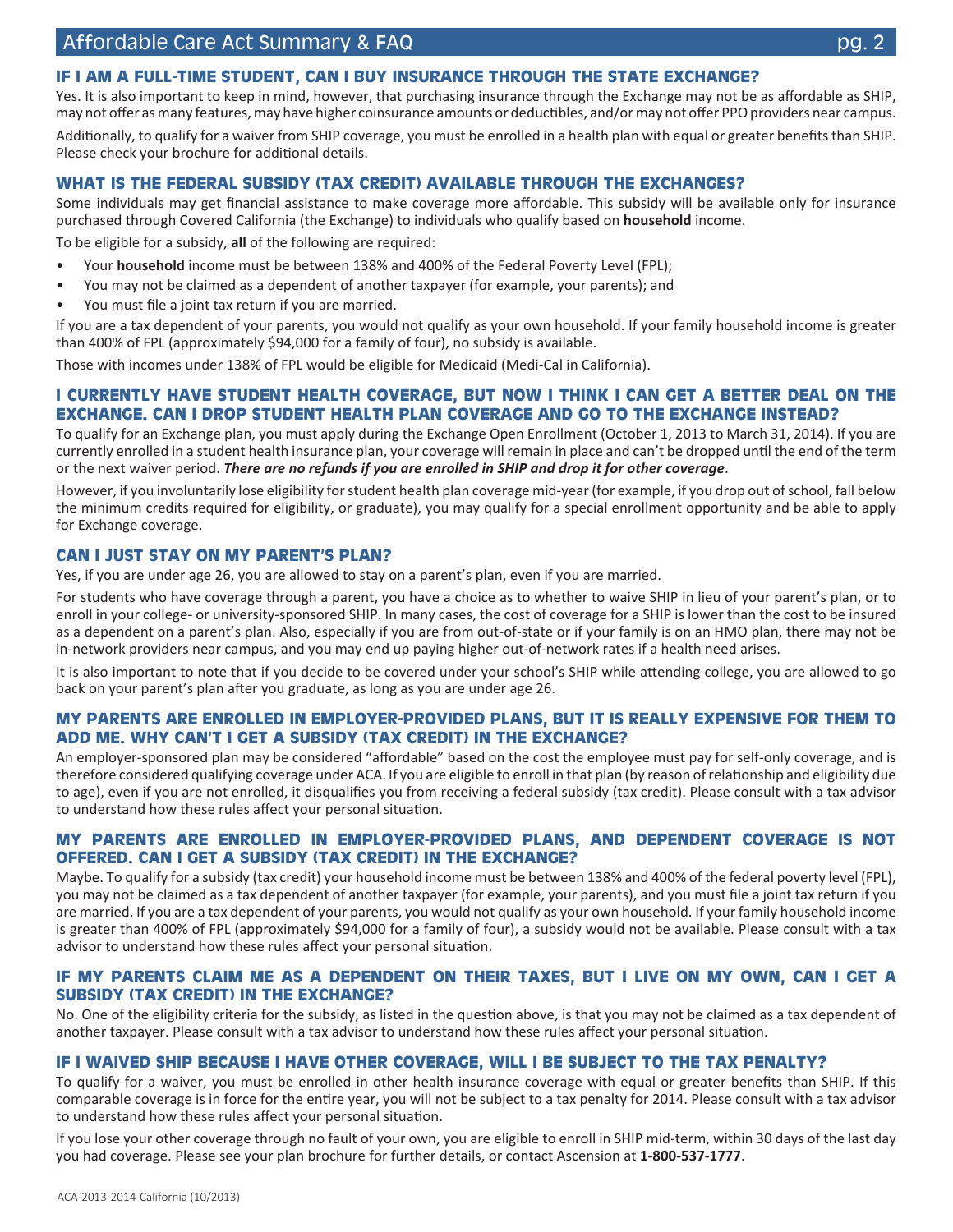## IF I AM A FULL-TIME STUDENT, CAN I BUY INSURANCE THROUGH THE STATE EXCHANGE?

Yes. It is also important to keep in mind, however, that purchasing insurance through the Exchange may not be as affordable as SHIP, may not offer as many features, may have higher coinsurance amounts or deductibles, and/or may not offer PPO providers near campus.

Additionally, to qualify for a waiver from SHIP coverage, you must be enrolled in a health plan with equal or greater benefits than SHIP. Please check your brochure for additional details.

## WHAT IS THE FEDERAL SUBSIDY (TAX CREDIT) AVAILABLE THROUGH THE EXCHANGES?

Some individuals may get financial assistance to make coverage more affordable. This subsidy will be available only for insurance purchased through Covered California (the Exchange) to individuals who qualify based on **household** income.

To be eligible for a subsidy, **all** of the following are required:

- Your **household** income must be between 138% and 400% of the Federal Poverty Level (FPL);
- You may not be claimed as a dependent of another taxpayer (for example, your parents); and
- You must file a joint tax return if you are married.

If you are a tax dependent of your parents, you would not qualify as your own household. If your family household income is greater than 400% of FPL (approximately $94,000 for a family of four), no subsidy is available.

Those with incomes under 138% of FPL would be eligible for Medicaid (Medi-Cal in California).

## I CURRENTLY HAVE STUDENT HEALTH COVERAGE, BUT NOW I THINK I CAN GET A BETTER DEAL ON THE EXCHANGE. CAN I DROP STUDENT HEALTH PLAN COVERAGE AND GO TO THE EXCHANGE INSTEAD?

To qualify for an Exchange plan, you must apply during the Exchange Open Enrollment (October 1, 2013 to March 31, 2014). If you are currently enrolled in a student health insurance plan, your coverage will remain in place and can't be dropped until the end of the term or the next waiver period. ***There are no refunds if you are enrolled in SHIP and drop it for other coverage***.

However, if you involuntarily lose eligibility for student health plan coverage mid-year (for example, if you drop out of school, fall below the minimum credits required for eligibility, or graduate), you may qualify for a special enrollment opportunity and be able to apply for Exchange coverage.

## CAN I JUST STAY ON MY PARENT'S PLAN?

Yes, if you are under age 26, you are allowed to stay on a parent's plan, even if you are married.

For students who have coverage through a parent, you have a choice as to whether to waive SHIP in lieu of your parent's plan, or to enroll in your college- or university-sponsored SHIP. In many cases, the cost of coverage for a SHIP is lower than the cost to be insured as a dependent on a parent's plan. Also, especially if you are from out-of-state or if your family is on an HMO plan, there may not be in-network providers near campus, and you may end up paying higher out-of-network rates if a health need arises.

It is also important to note that if you decide to be covered under your school's SHIP while attending college, you are allowed to go back on your parent's plan after you graduate, as long as you are under age 26.

## MY PARENTS ARE ENROLLED IN EMPLOYER-PROVIDED PLANS, BUT IT IS REALLY EXPENSIVE FOR THEM TO ADD ME. WHY CAN'T I GET A SUBSIDY (TAX CREDIT) IN THE EXCHANGE?

An employer-sponsored plan may be considered "affordable" based on the cost the employee must pay for self-only coverage, and is therefore considered qualifying coverage under ACA. If you are eligible to enroll in that plan (by reason of relationship and eligibility due to age), even if you are not enrolled, it disqualifies you from receiving a federal subsidy (tax credit). Please consult with a tax advisor to understand how these rules affect your personal situation.

## MY PARENTS ARE ENROLLED IN EMPLOYER-PROVIDED PLANS, AND DEPENDENT COVERAGE IS NOT OFFERED. CAN I GET A SUBSIDY (TAX CREDIT) IN THE EXCHANGE?

Maybe. To qualify for a subsidy (tax credit) your household income must be between 138% and 400% of the federal poverty level (FPL), you may not be claimed as a tax dependent of another taxpayer (for example, your parents), and you must file a joint tax return if you are married. If you are a tax dependent of your parents, you would not qualify as your own household. If your family household income is greater than 400% of FPL (approximately $94,000 for a family of four), a subsidy would not be available. Please consult with a tax advisor to understand how these rules affect your personal situation.

## IF MY PARENTS CLAIM ME AS A DEPENDENT ON THEIR TAXES, BUT I LIVE ON MY OWN, CAN I GET A SUBSIDY (TAX CREDIT) IN THE EXCHANGE?

No. One of the eligibility criteria for the subsidy, as listed in the question above, is that you may not be claimed as a tax dependent of another taxpayer. Please consult with a tax advisor to understand how these rules affect your personal situation.

## IF I WAIVED SHIP BECAUSE I HAVE OTHER COVERAGE, WILL I BE SUBJECT TO THE TAX PENALTY?

To qualify for a waiver, you must be enrolled in other health insurance coverage with equal or greater benefits than SHIP. If this comparable coverage is in force for the entire year, you will not be subject to a tax penalty for 2014. Please consult with a tax advisor to understand how these rules affect your personal situation.

If you lose your other coverage through no fault of your own, you are eligible to enroll in SHIP mid-term, within 30 days of the last day you had coverage. Please see your plan brochure for further details, or contact Ascension at **1-800-537-1777**.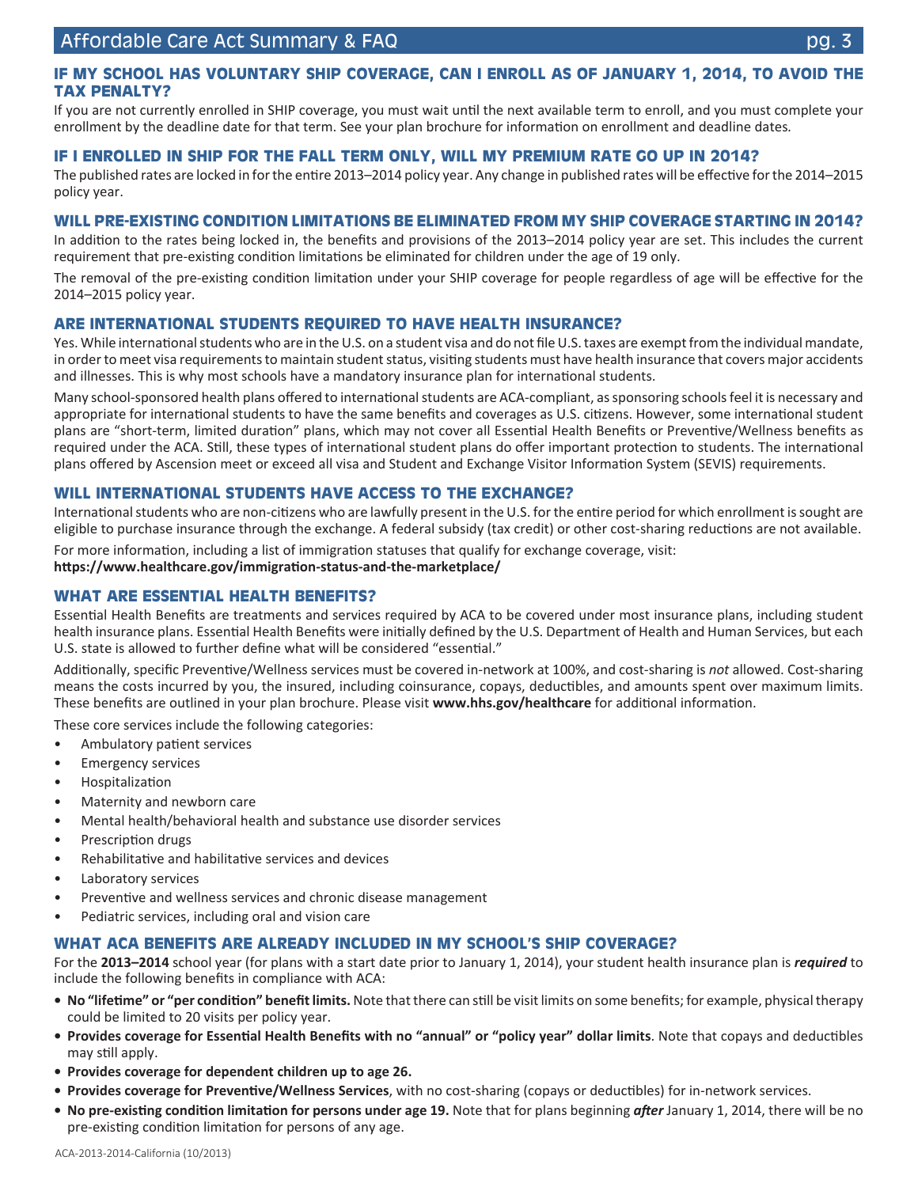## IF MY SCHOOL HAS VOLUNTARY SHIP COVERAGE, CAN I ENROLL AS OF JANUARY 1, 2014, TO AVOID THE TAX PENALTY?

If you are not currently enrolled in SHIP coverage, you must wait until the next available term to enroll, and you must complete your enrollment by the deadline date for that term. See your plan brochure for information on enrollment and deadline dates.

## IF I ENROLLED IN SHIP FOR THE FALL TERM ONLY, WILL MY PREMIUM RATE GO UP IN 2014?

The published rates are locked in for the entire 2013–2014 policy year. Any change in published rates will be effective for the 2014–2015 policy year.

## WILL PRE-EXISTING CONDITION LIMITATIONS BE ELIMINATED FROM MY SHIP COVERAGE STARTING IN 2014?

In addition to the rates being locked in, the benefits and provisions of the 2013–2014 policy year are set. This includes the current requirement that pre-existing condition limitations be eliminated for children under the age of 19 only.

The removal of the pre-existing condition limitation under your SHIP coverage for people regardless of age will be effective for the 2014–2015 policy year.

## ARE INTERNATIONAL STUDENTS REQUIRED TO HAVE HEALTH INSURANCE?

Yes. While international students who are in the U.S. on a student visa and do not file U.S. taxes are exempt from the individual mandate, in order to meet visa requirements to maintain student status, visiting students must have health insurance that covers major accidents and illnesses. This is why most schools have a mandatory insurance plan for international students.

Many school-sponsored health plans offered to international students are ACA-compliant, as sponsoring schools feel it is necessary and appropriate for international students to have the same benefits and coverages as U.S. citizens. However, some international student plans are "short-term, limited duration" plans, which may not cover all Essential Health Benefits or Preventive/Wellness benefits as required under the ACA. Still, these types of international student plans do offer important protection to students. The international plans offered by Ascension meet or exceed all visa and Student and Exchange Visitor Information System (SEVIS) requirements.

## WILL INTERNATIONAL STUDENTS HAVE ACCESS TO THE EXCHANGE?

International students who are non-citizens who are lawfully present in the U.S. for the entire period for which enrollment is sought are eligible to purchase insurance through the exchange. A federal subsidy (tax credit) or other cost-sharing reductions are not available.

For more information, including a list of immigration statuses that qualify for exchange coverage, visit:
**https://www.healthcare.gov/immigration-status-and-the-marketplace/**

## WHAT ARE ESSENTIAL HEALTH BENEFITS?

Essential Health Benefits are treatments and services required by ACA to be covered under most insurance plans, including student health insurance plans. Essential Health Benefits were initially defined by the U.S. Department of Health and Human Services, but each U.S. state is allowed to further define what will be considered "essential."

Additionally, specific Preventive/Wellness services must be covered in-network at 100%, and cost-sharing is *not* allowed. Cost-sharing means the costs incurred by you, the insured, including coinsurance, copays, deductibles, and amounts spent over maximum limits. These benefits are outlined in your plan brochure. Please visit **www.hhs.gov/healthcare** for additional information.

These core services include the following categories:

- Ambulatory patient services
- Emergency services
- Hospitalization
- Maternity and newborn care
- Mental health/behavioral health and substance use disorder services
- Prescription drugs
- Rehabilitative and habilitative services and devices
- Laboratory services
- Preventive and wellness services and chronic disease management
- Pediatric services, including oral and vision care

## WHAT ACA BENEFITS ARE ALREADY INCLUDED IN MY SCHOOL'S SHIP COVERAGE?

For the **2013–2014** school year (for plans with a start date prior to January 1, 2014), your student health insurance plan is ***required*** to include the following benefits in compliance with ACA:

- **No "lifetime" or "per condition" benefit limits.** Note that there can still be visit limits on some benefits; for example, physical therapy could be limited to 20 visits per policy year.
- **Provides coverage for Essential Health Benefits with no "annual" or "policy year" dollar limits**. Note that copays and deductibles may still apply.
- **Provides coverage for dependent children up to age 26.**
- **Provides coverage for Preventive/Wellness Services**, with no cost-sharing (copays or deductibles) for in-network services.
- **No pre-existing condition limitation for persons under age 19.** Note that for plans beginning ***after*** January 1, 2014, there will be no pre-existing condition limitation for persons of any age.

ACA-2013-2014-California (10/2013)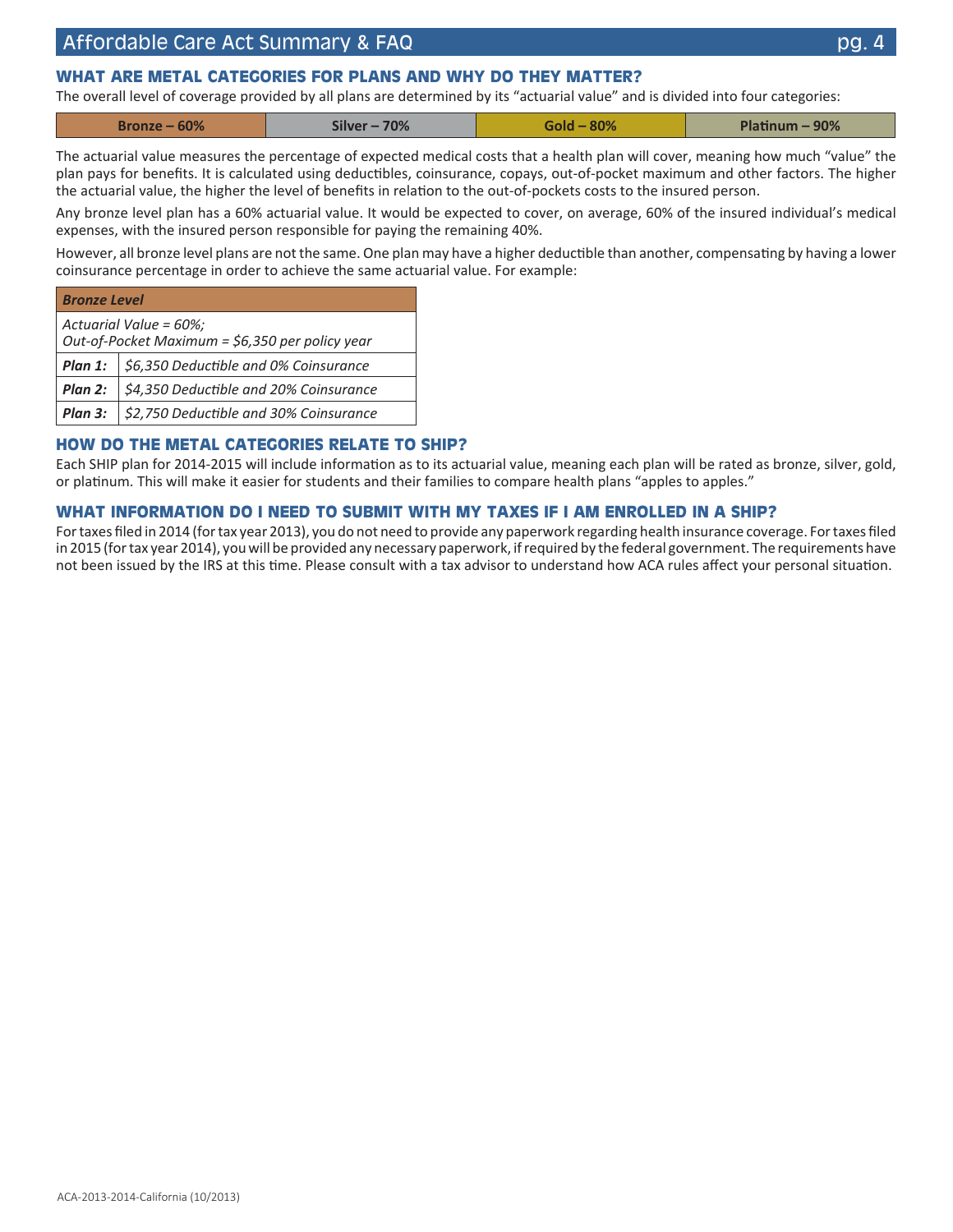## WHAT ARE METAL CATEGORIES FOR PLANS AND WHY DO THEY MATTER?

The overall level of coverage provided by all plans are determined by its "actuarial value" and is divided into four categories:

| | | | |
|---|---|---|---|
| **Bronze – 60%** | **Silver – 70%** | **Gold – 80%** | **Platinum – 90%** |

The actuarial value measures the percentage of expected medical costs that a health plan will cover, meaning how much "value" the plan pays for benefits. It is calculated using deductibles, coinsurance, copays, out-of-pocket maximum and other factors. The higher the actuarial value, the higher the level of benefits in relation to the out-of-pockets costs to the insured person.

Any bronze level plan has a 60% actuarial value. It would be expected to cover, on average, 60% of the insured individual's medical expenses, with the insured person responsible for paying the remaining 40%.

However, all bronze level plans are not the same. One plan may have a higher deductible than another, compensating by having a lower coinsurance percentage in order to achieve the same actuarial value. For example:

| ***Bronze Level*** | |
|---|---|
| *Actuarial Value = 60%;*<br>*Out-of-Pocket Maximum = $6,350 per policy year* | |
| ***Plan 1:*** | *$6,350 Deductible and 0% Coinsurance* |
| ***Plan 2:*** | *$4,350 Deductible and 20% Coinsurance* |
| ***Plan 3:*** | *$2,750 Deductible and 30% Coinsurance* |

## HOW DO THE METAL CATEGORIES RELATE TO SHIP?

Each SHIP plan for 2014-2015 will include information as to its actuarial value, meaning each plan will be rated as bronze, silver, gold, or platinum. This will make it easier for students and their families to compare health plans "apples to apples."

## WHAT INFORMATION DO I NEED TO SUBMIT WITH MY TAXES IF I AM ENROLLED IN A SHIP?

For taxes filed in 2014 (for tax year 2013), you do not need to provide any paperwork regarding health insurance coverage. For taxes filed in 2015 (for tax year 2014), you will be provided any necessary paperwork, if required by the federal government. The requirements have not been issued by the IRS at this time. Please consult with a tax advisor to understand how ACA rules affect your personal situation.

ACA-2013-2014-California (10/2013)